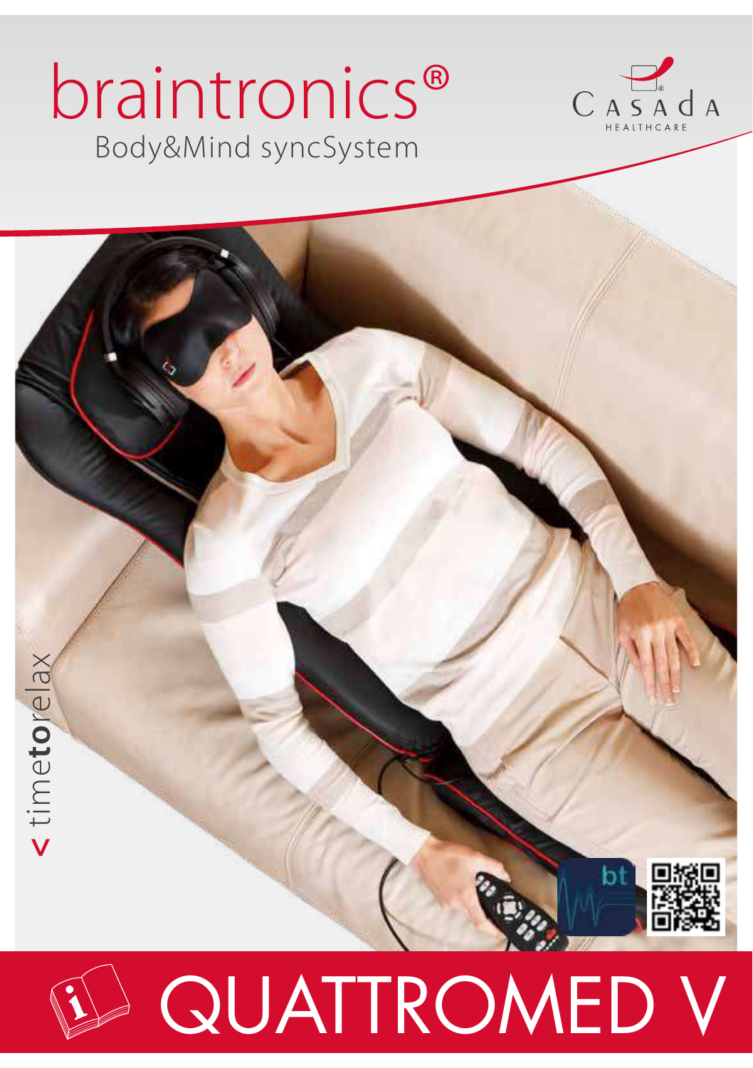# braintronics®

Body&Mind syncSystem

CASADA HEALTHCARE

> timetorelax

bt

# QUATTROMED V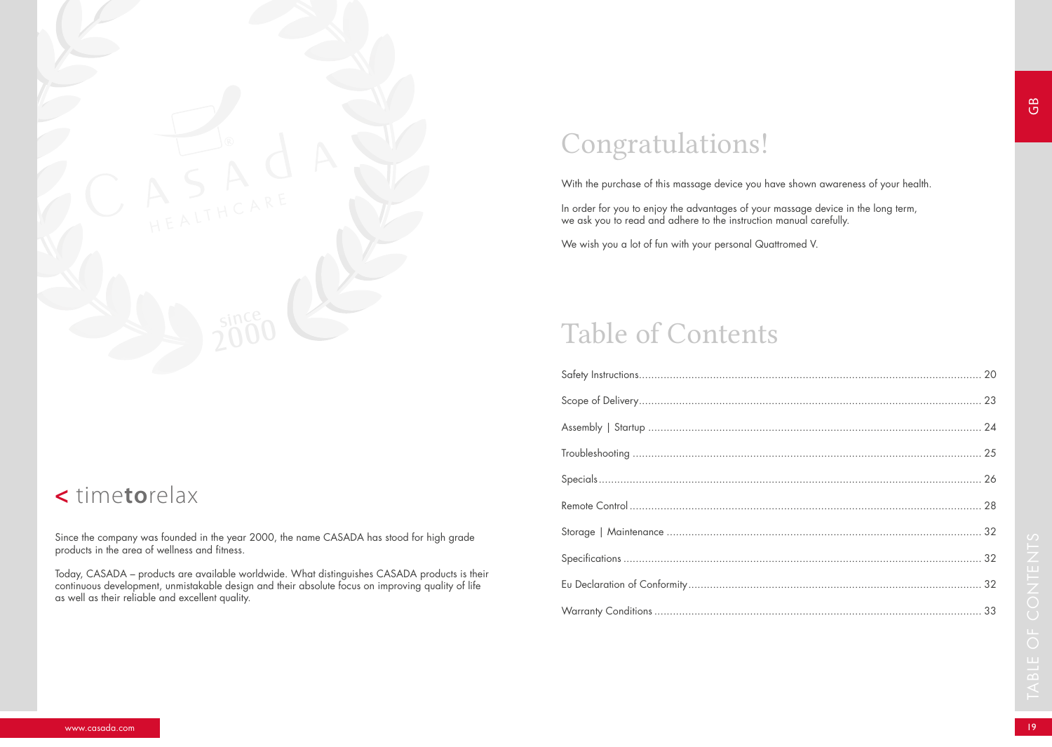< time**to**relax

Since the company was founded in the year 2000, the name CASADA has stood for high grade products in the area of wellness and fitness.

Today, CASADA – products are available worldwide. What distinguishes CASADA products is their continuous development, unmistakable design and their absolute focus on improving quality of life as well as their reliable and excellent quality.

# Congratulations!

With the purchase of this massage device you have shown awareness of your health.

In order for you to enjoy the advantages of your massage device in the long term, we ask you to read and adhere to the instruction manual carefully.

We wish you a lot of fun with your personal Quattromed V.

# Table of Contents

Safety Instructions ............ 20

Scope of Delivery ............ 23

Assembly | Startup ............ 24

Troubleshooting ............ 25

Specials ............ 26

Remote Control ............ 28

Storage | Maintenance ............ 32

Specifications ............ 32

Eu Declaration of Conformity ............ 32

Warranty Conditions ............ 33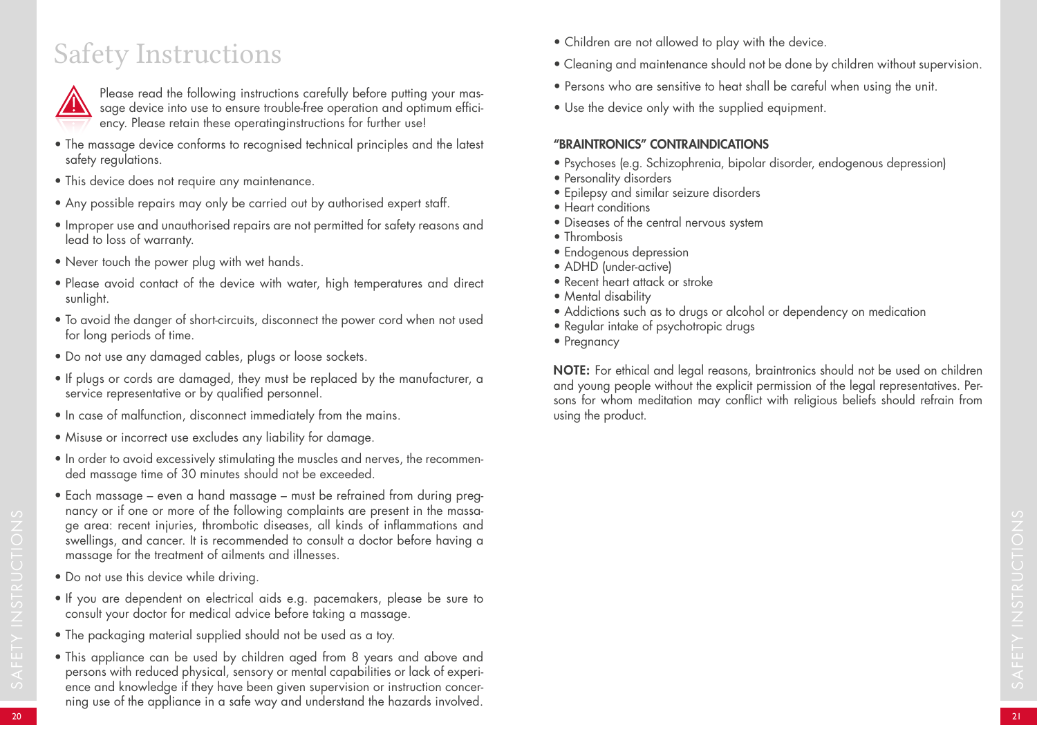# Safety Instructions

Please read the following instructions carefully before putting your massage device into use to ensure trouble-free operation and optimum efficiency. Please retain these operatinginstructions for further use!

- The massage device conforms to recognised technical principles and the latest safety regulations.
- This device does not require any maintenance.
- Any possible repairs may only be carried out by authorised expert staff.
- Improper use and unauthorised repairs are not permitted for safety reasons and lead to loss of warranty.
- Never touch the power plug with wet hands.
- Please avoid contact of the device with water, high temperatures and direct sunlight.
- To avoid the danger of short-circuits, disconnect the power cord when not used for long periods of time.
- Do not use any damaged cables, plugs or loose sockets.
- If plugs or cords are damaged, they must be replaced by the manufacturer, a service representative or by qualified personnel.
- In case of malfunction, disconnect immediately from the mains.
- Misuse or incorrect use excludes any liability for damage.
- In order to avoid excessively stimulating the muscles and nerves, the recommended massage time of 30 minutes should not be exceeded.
- Each massage – even a hand massage – must be refrained from during pregnancy or if one or more of the following complaints are present in the massage area: recent injuries, thrombotic diseases, all kinds of inflammations and swellings, and cancer. It is recommended to consult a doctor before having a massage for the treatment of ailments and illnesses.
- Do not use this device while driving.
- If you are dependent on electrical aids e.g. pacemakers, please be sure to consult your doctor for medical advice before taking a massage.
- The packaging material supplied should not be used as a toy.
- This appliance can be used by children aged from 8 years and above and persons with reduced physical, sensory or mental capabilities or lack of experience and knowledge if they have been given supervision or instruction concerning use of the appliance in a safe way and understand the hazards involved.
- Children are not allowed to play with the device.
- Cleaning and maintenance should not be done by children without supervision.
- Persons who are sensitive to heat shall be careful when using the unit.
- Use the device only with the supplied equipment.

**"BRAINTRONICS" CONTRAINDICATIONS**

- Psychoses (e.g. Schizophrenia, bipolar disorder, endogenous depression)
- Personality disorders
- Epilepsy and similar seizure disorders
- Heart conditions
- Diseases of the central nervous system
- Thrombosis
- Endogenous depression
- ADHD (under-active)
- Recent heart attack or stroke
- Mental disability
- Addictions such as to drugs or alcohol or dependency on medication
- Regular intake of psychotropic drugs
- Pregnancy

**NOTE:** For ethical and legal reasons, braintronics should not be used on children and young people without the explicit permission of the legal representatives. Persons for whom meditation may conflict with religious beliefs should refrain from using the product.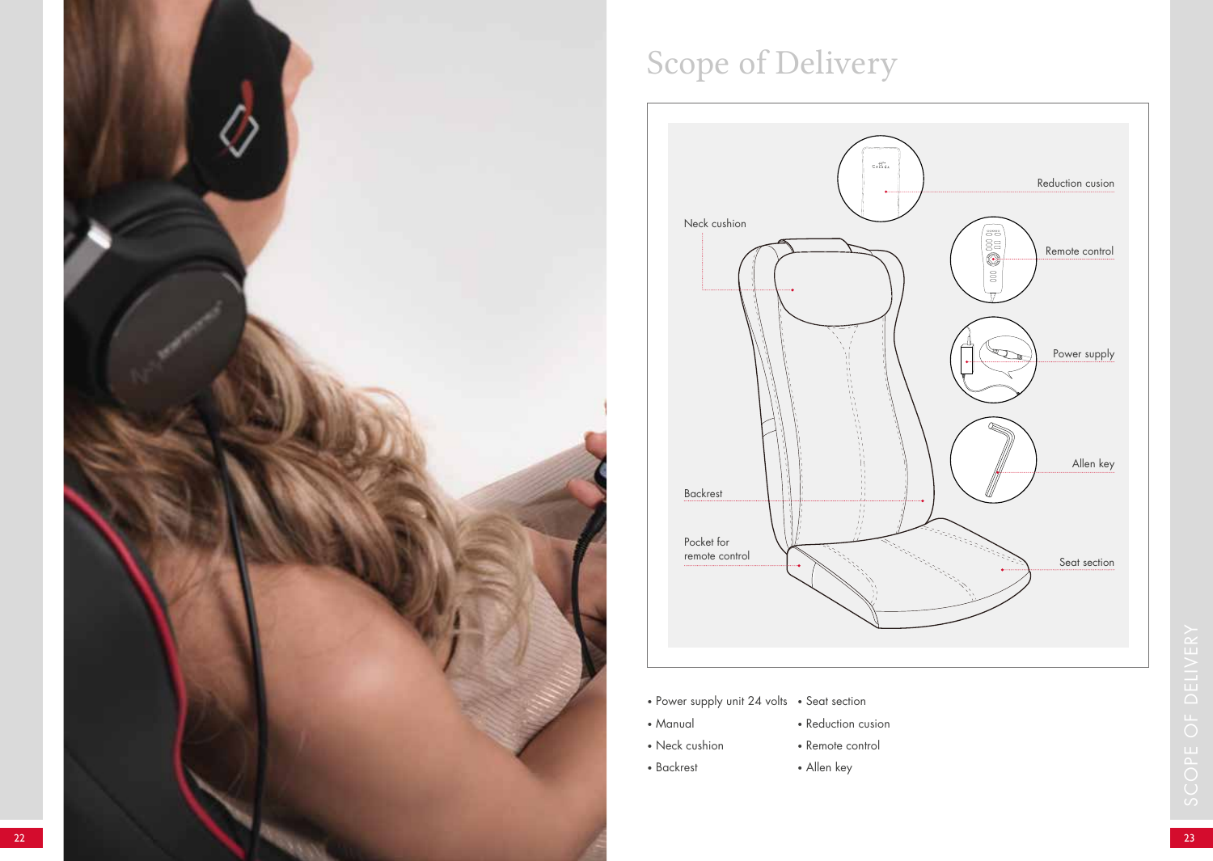# Scope of Delivery

- Power supply unit 24 volts
- Manual
- Neck cushion
- Backrest
- Seat section
- Reduction cusion
- Remote control
- Allen key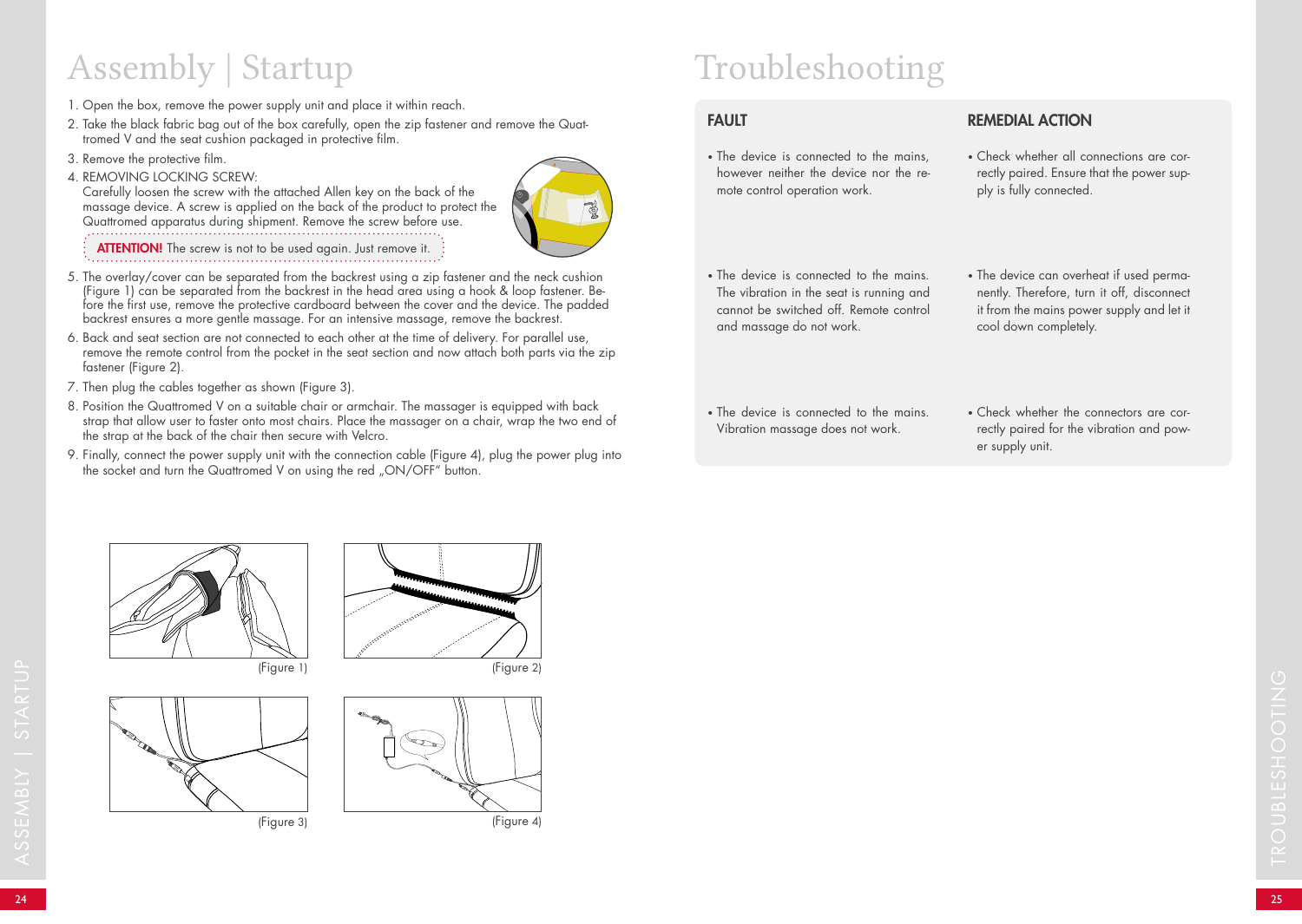# Assembly | Startup

1. Open the box, remove the power supply unit and place it within reach.
2. Take the black fabric bag out of the box carefully, open the zip fastener and remove the Quattromed V and the seat cushion packaged in protective film.
3. Remove the protective film.
4. REMOVING LOCKING SCREW:
   Carefully loosen the screw with the attached Allen key on the back of the massage device. A screw is applied on the back of the product to protect the Quattromed apparatus during shipment. Remove the screw before use.

   **ATTENTION!** The screw is not to be used again. Just remove it.
5. The overlay/cover can be separated from the backrest using a zip fastener and the neck cushion (Figure 1) can be separated from the backrest in the head area using a hook & loop fastener. Before the first use, remove the protective cardboard between the cover and the device. The padded backrest ensures a more gentle massage. For an intensive massage, remove the backrest.
6. Back and seat section are not connected to each other at the time of delivery. For parallel use, remove the remote control from the pocket in the seat section and now attach both parts via the zip fastener (Figure 2).
7. Then plug the cables together as shown (Figure 3).
8. Position the Quattromed V on a suitable chair or armchair. The massager is equipped with back strap that allow user to faster onto most chairs. Place the massager on a chair, wrap the two end of the strap at the back of the chair then secure with Velcro.
9. Finally, connect the power supply unit with the connection cable (Figure 4), plug the power plug into the socket and turn the Quattromed V on using the red „ON/OFF" button.

(Figure 1)

(Figure 2)

(Figure 3)

(Figure 4)

# Troubleshooting

| FAULT | REMEDIAL ACTION |
|---|---|
| • The device is connected to the mains, however neither the device nor the remote control operation work. | • Check whether all connections are correctly paired. Ensure that the power supply is fully connected. |
| • The device is connected to the mains. The vibration in the seat is running and cannot be switched off. Remote control and massage do not work. | • The device can overheat if used permanently. Therefore, turn it off, disconnect it from the mains power supply and let it cool down completely. |
| • The device is connected to the mains. Vibration massage does not work. | • Check whether the connectors are correctly paired for the vibration and power supply unit. |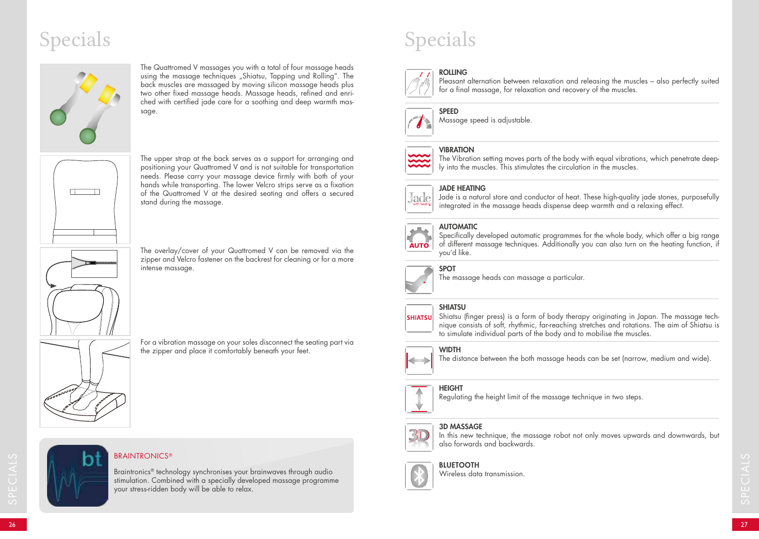# Specials

The Quattromed V massages you with a total of four massage heads using the massage techniques „Shiatsu, Tapping und Rolling". The back muscles are massaged by moving silicon massage heads plus two other fixed massage heads. Massage heads, refined and enriched with certified jade care for a soothing and deep warmth massage.

The upper strap at the back serves as a support for arranging and positioning your Quattromed V and is not suitable for transportation needs. Please carry your massage device firmly with both of your hands while transporting. The lower Velcro strips serve as a fixation of the Quattromed V at the desired seating and offers a secured stand during the massage.

The overlay/cover of your Quattromed V can be removed via the zipper and Velcro fastener on the backrest for cleaning or for a more intense massage.

For a vibration massage on your soles disconnect the seating part via the zipper and place it comfortably beneath your feet.

**BRAINTRONICS®**

Braintronics® technology synchronises your brainwaves through audio stimulation. Combined with a specially developed massage programme your stress-ridden body will be able to relax.

# Specials

**ROLLING**
Pleasant alternation between relaxation and releasing the muscles – also perfectly suited for a final massage, for relaxation and recovery of the muscles.

**SPEED**
Massage speed is adjustable.

**VIBRATION**
The Vibration setting moves parts of the body with equal vibrations, which penetrate deeply into the muscles. This stimulates the circulation in the muscles.

**JADE HEATING**
Jade is a natural store and conductor of heat. These high-quality jade stones, purposefully integrated in the massage heads dispense deep warmth and a relaxing effect.

**AUTOMATIC**
Specifically developed automatic programmes for the whole body, which offer a big range of different massage techniques. Additionally you can also turn on the heating function, if you'd like.

**SPOT**
The massage heads can massage a particular.

**SHIATSU**
Shiatsu (finger press) is a form of body therapy originating in Japan. The massage technique consists of soft, rhythmic, far-reaching stretches and rotations. The aim of Shiatsu is to simulate individual parts of the body and to mobilise the muscles.

**WIDTH**
The distance between the both massage heads can be set (narrow, medium and wide).

**HEIGHT**
Regulating the height limit of the massage technique in two steps.

**3D MASSAGE**
In this new technique, the massage robot not only moves upwards and downwards, but also forwards and backwards.

**BLUETOOTH**
Wireless data transmission.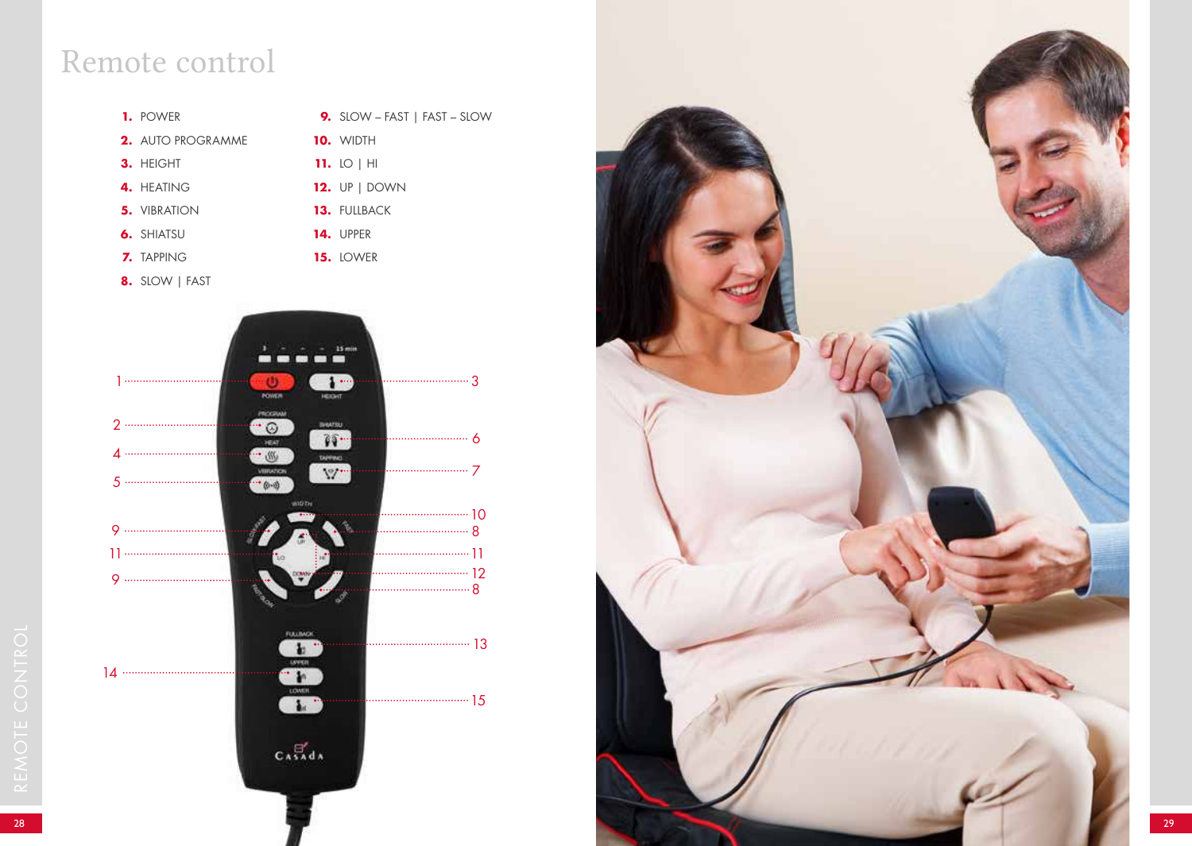# Remote control

1. POWER
2. AUTO PROGRAMME
3. HEIGHT
4. HEATING
5. VIBRATION
6. SHIATSU
7. TAPPING
8. SLOW | FAST
9. SLOW – FAST | FAST – SLOW
10. WIDTH
11. LO | HI
12. UP | DOWN
13. FULLBACK
14. UPPER
15. LOWER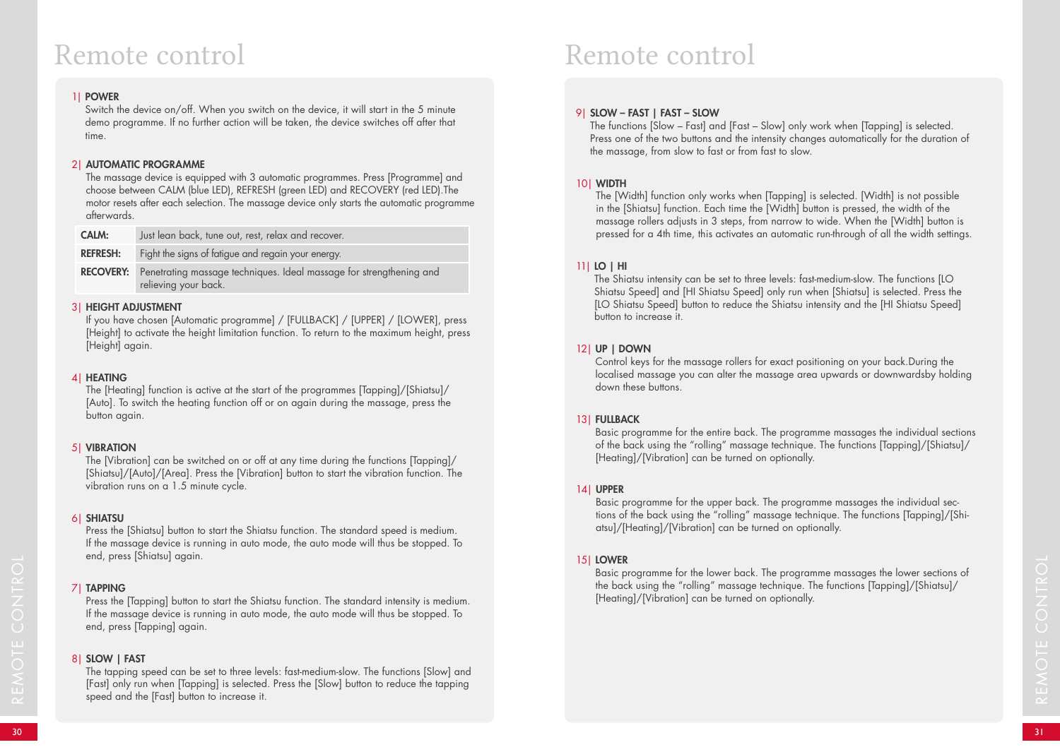# Remote control

1| **POWER**
Switch the device on/off. When you switch on the device, it will start in the 5 minute demo programme. If no further action will be taken, the device switches off after that time.

2| **AUTOMATIC PROGRAMME**
The massage device is equipped with 3 automatic programmes. Press [Programme] and choose between CALM (blue LED), REFRESH (green LED) and RECOVERY (red LED).The motor resets after each selection. The massage device only starts the automatic programme afterwards.

| | |
|---|---|
| **CALM:** | Just lean back, tune out, rest, relax and recover. |
| **REFRESH:** | Fight the signs of fatigue and regain your energy. |
| **RECOVERY:** | Penetrating massage techniques. Ideal massage for strengthening and relieving your back. |

3| **HEIGHT ADJUSTMENT**
If you have chosen [Automatic programme] / [FULLBACK] / [UPPER] / [LOWER], press [Height] to activate the height limitation function. To return to the maximum height, press [Height] again.

4| **HEATING**
The [Heating] function is active at the start of the programmes [Tapping]/[Shiatsu]/[Auto]. To switch the heating function off or on again during the massage, press the button again.

5| **VIBRATION**
The [Vibration] can be switched on or off at any time during the functions [Tapping]/[Shiatsu]/[Auto]/[Area]. Press the [Vibration] button to start the vibration function. The vibration runs on a 1.5 minute cycle.

6| **SHIATSU**
Press the [Shiatsu] button to start the Shiatsu function. The standard speed is medium. If the massage device is running in auto mode, the auto mode will thus be stopped. To end, press [Shiatsu] again.

7| **TAPPING**
Press the [Tapping] button to start the Shiatsu function. The standard intensity is medium. If the massage device is running in auto mode, the auto mode will thus be stopped. To end, press [Tapping] again.

8| **SLOW | FAST**
The tapping speed can be set to three levels: fast-medium-slow. The functions [Slow] and [Fast] only run when [Tapping] is selected. Press the [Slow] button to reduce the tapping speed and the [Fast] button to increase it.

# Remote control

9| **SLOW – FAST | FAST – SLOW**
The functions [Slow – Fast] and [Fast – Slow] only work when [Tapping] is selected. Press one of the two buttons and the intensity changes automatically for the duration of the massage, from slow to fast or from fast to slow.

10| **WIDTH**
The [Width] function only works when [Tapping] is selected. [Width] is not possible in the [Shiatsu] function. Each time the [Width] button is pressed, the width of the massage rollers adjusts in 3 steps, from narrow to wide. When the [Width] button is pressed for a 4th time, this activates an automatic run-through of all the width settings.

11| **LO | HI**
The Shiatsu intensity can be set to three levels: fast-medium-slow. The functions [LO Shiatsu Speed] and [HI Shiatsu Speed] only run when [Shiatsu] is selected. Press the [LO Shiatsu Speed] button to reduce the Shiatsu intensity and the [HI Shiatsu Speed] button to increase it.

12| **UP | DOWN**
Control keys for the massage rollers for exact positioning on your back.During the localised massage you can alter the massage area upwards or downwardsby holding down these buttons.

13| **FULLBACK**
Basic programme for the entire back. The programme massages the individual sections of the back using the “rolling” massage technique. The functions [Tapping]/[Shiatsu]/[Heating]/[Vibration] can be turned on optionally.

14| **UPPER**
Basic programme for the upper back. The programme massages the individual sections of the back using the “rolling” massage technique. The functions [Tapping]/[Shiatsu]/[Heating]/[Vibration] can be turned on optionally.

15| **LOWER**
Basic programme for the lower back. The programme massages the lower sections of the back using the “rolling” massage technique. The functions [Tapping]/[Shiatsu]/[Heating]/[Vibration] can be turned on optionally.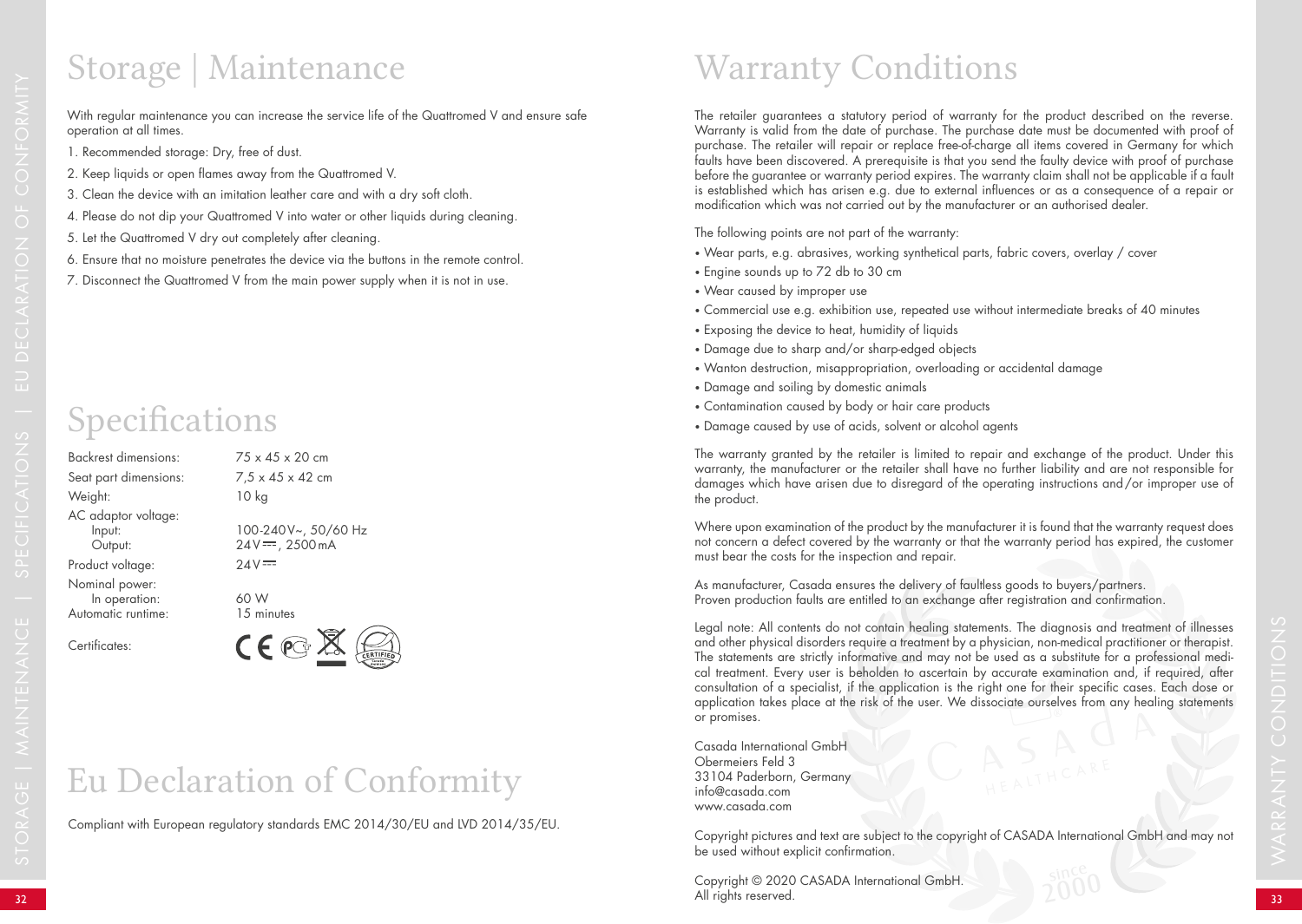# Storage | Maintenance

With regular maintenance you can increase the service life of the Quattromed V and ensure safe operation at all times.

1. Recommended storage: Dry, free of dust.
2. Keep liquids or open flames away from the Quattromed V.
3. Clean the device with an imitation leather care and with a dry soft cloth.
4. Please do not dip your Quattromed V into water or other liquids during cleaning.
5. Let the Quattromed V dry out completely after cleaning.
6. Ensure that no moisture penetrates the device via the buttons in the remote control.
7. Disconnect the Quattromed V from the main power supply when it is not in use.

# Specifications

| | |
|---|---|
| Backrest dimensions: | 75 x 45 x 20 cm |
| Seat part dimensions: | 7,5 x 45 x 42 cm |
| Weight: | 10 kg |
| AC adaptor voltage: | |
| Input: | 100-240 V~, 50/60 Hz |
| Output: | 24 V ⎓, 2500 mA |
| Product voltage: | 24 V ⎓ |
| Nominal power: | |
| In operation: | 60 W |
| Automatic runtime: | 15 minutes |
| Certificates: | |

# Eu Declaration of Conformity

Compliant with European regulatory standards EMC 2014/30/EU and LVD 2014/35/EU.

# Warranty Conditions

The retailer guarantees a statutory period of warranty for the product described on the reverse. Warranty is valid from the date of purchase. The purchase date must be documented with proof of purchase. The retailer will repair or replace free-of-charge all items covered in Germany for which faults have been discovered. A prerequisite is that you send the faulty device with proof of purchase before the guarantee or warranty period expires. The warranty claim shall not be applicable if a fault is established which has arisen e.g. due to external influences or as a consequence of a repair or modification which was not carried out by the manufacturer or an authorised dealer.

The following points are not part of the warranty:

- Wear parts, e.g. abrasives, working synthetical parts, fabric covers, overlay / cover
- Engine sounds up to 72 db to 30 cm
- Wear caused by improper use
- Commercial use e.g. exhibition use, repeated use without intermediate breaks of 40 minutes
- Exposing the device to heat, humidity of liquids
- Damage due to sharp and/or sharp-edged objects
- Wanton destruction, misappropriation, overloading or accidental damage
- Damage and soiling by domestic animals
- Contamination caused by body or hair care products
- Damage caused by use of acids, solvent or alcohol agents

The warranty granted by the retailer is limited to repair and exchange of the product. Under this warranty, the manufacturer or the retailer shall have no further liability and are not responsible for damages which have arisen due to disregard of the operating instructions and/or improper use of the product.

Where upon examination of the product by the manufacturer it is found that the warranty request does not concern a defect covered by the warranty or that the warranty period has expired, the customer must bear the costs for the inspection and repair.

As manufacturer, Casada ensures the delivery of faultless goods to buyers/partners.
Proven production faults are entitled to an exchange after registration and confirmation.

Legal note: All contents do not contain healing statements. The diagnosis and treatment of illnesses and other physical disorders require a treatment by a physician, non-medical practitioner or therapist. The statements are strictly informative and may not be used as a substitute for a professional medical treatment. Every user is beholden to ascertain by accurate examination and, if required, after consultation of a specialist, if the application is the right one for their specific cases. Each dose or application takes place at the risk of the user. We dissociate ourselves from any healing statements or promises.

Casada International GmbH
Obermeiers Feld 3
33104 Paderborn, Germany
info@casada.com
www.casada.com

Copyright pictures and text are subject to the copyright of CASADA International GmbH and may not be used without explicit confirmation.

Copyright © 2020 CASADA International GmbH.
All rights reserved.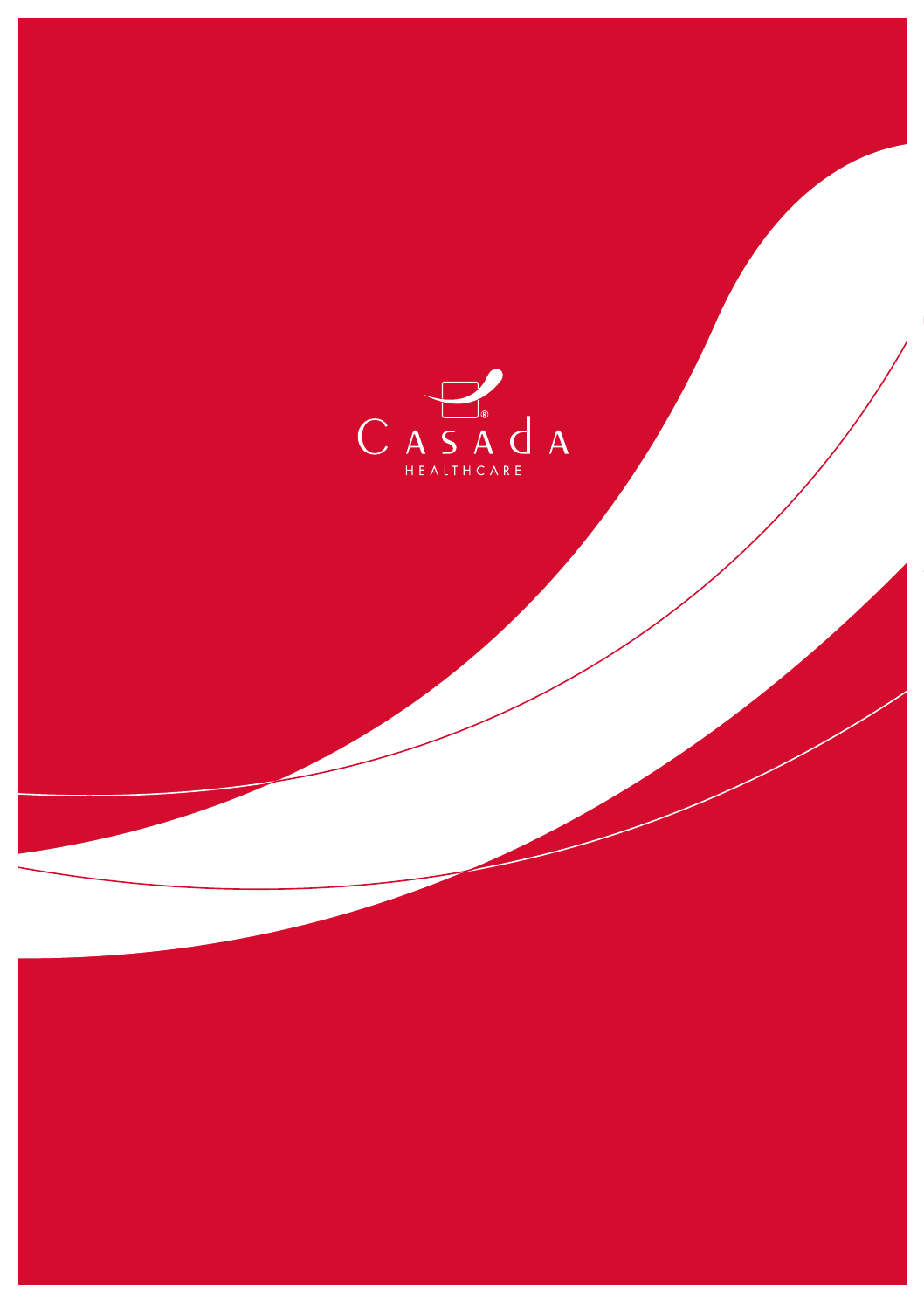Casada

HEALTHCARE